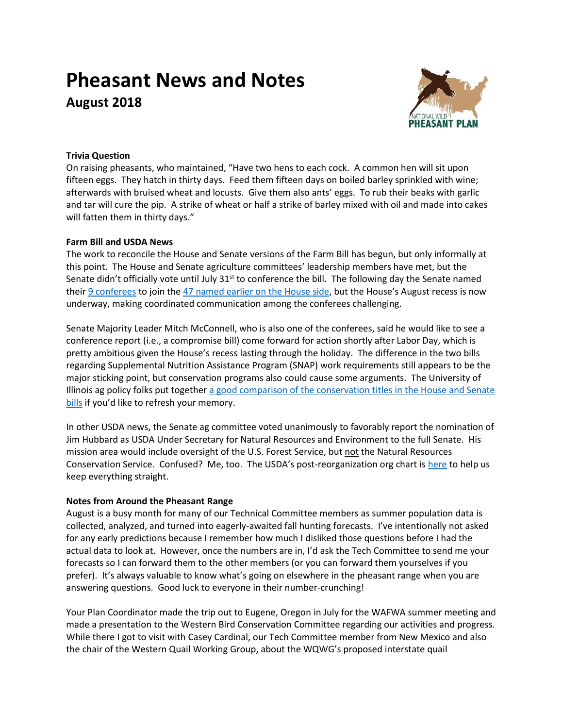# Pheasant News and Notes

## August 2018

### Trivia Question

On raising pheasants, who maintained, "Have two hens to each cock. A common hen will sit upon fifteen eggs. They hatch in thirty days. Feed them fifteen days on boiled barley sprinkled with wine; afterwards with bruised wheat and locusts. Give them also ants' eggs. To rub their beaks with garlic and tar will cure the pip. A strike of wheat or half a strike of barley mixed with oil and made into cakes will fatten them in thirty days."

### Farm Bill and USDA News

The work to reconcile the House and Senate versions of the Farm Bill has begun, but only informally at this point. The House and Senate agriculture committees' leadership members have met, but the Senate didn't officially vote until July 31st to conference the bill. The following day the Senate named their 9 conferees to join the 47 named earlier on the House side, but the House's August recess is now underway, making coordinated communication among the conferees challenging.

Senate Majority Leader Mitch McConnell, who is also one of the conferees, said he would like to see a conference report (i.e., a compromise bill) come forward for action shortly after Labor Day, which is pretty ambitious given the House's recess lasting through the holiday. The difference in the two bills regarding Supplemental Nutrition Assistance Program (SNAP) work requirements still appears to be the major sticking point, but conservation programs also could cause some arguments. The University of Illinois ag policy folks put together a good comparison of the conservation titles in the House and Senate bills if you'd like to refresh your memory.

In other USDA news, the Senate ag committee voted unanimously to favorably report the nomination of Jim Hubbard as USDA Under Secretary for Natural Resources and Environment to the full Senate. His mission area would include oversight of the U.S. Forest Service, but not the Natural Resources Conservation Service. Confused? Me, too. The USDA's post-reorganization org chart is here to help us keep everything straight.

### Notes from Around the Pheasant Range

August is a busy month for many of our Technical Committee members as summer population data is collected, analyzed, and turned into eagerly-awaited fall hunting forecasts. I've intentionally not asked for any early predictions because I remember how much I disliked those questions before I had the actual data to look at. However, once the numbers are in, I'd ask the Tech Committee to send me your forecasts so I can forward them to the other members (or you can forward them yourselves if you prefer). It's always valuable to know what's going on elsewhere in the pheasant range when you are answering questions. Good luck to everyone in their number-crunching!

Your Plan Coordinator made the trip out to Eugene, Oregon in July for the WAFWA summer meeting and made a presentation to the Western Bird Conservation Committee regarding our activities and progress. While there I got to visit with Casey Cardinal, our Tech Committee member from New Mexico and also the chair of the Western Quail Working Group, about the WQWG's proposed interstate quail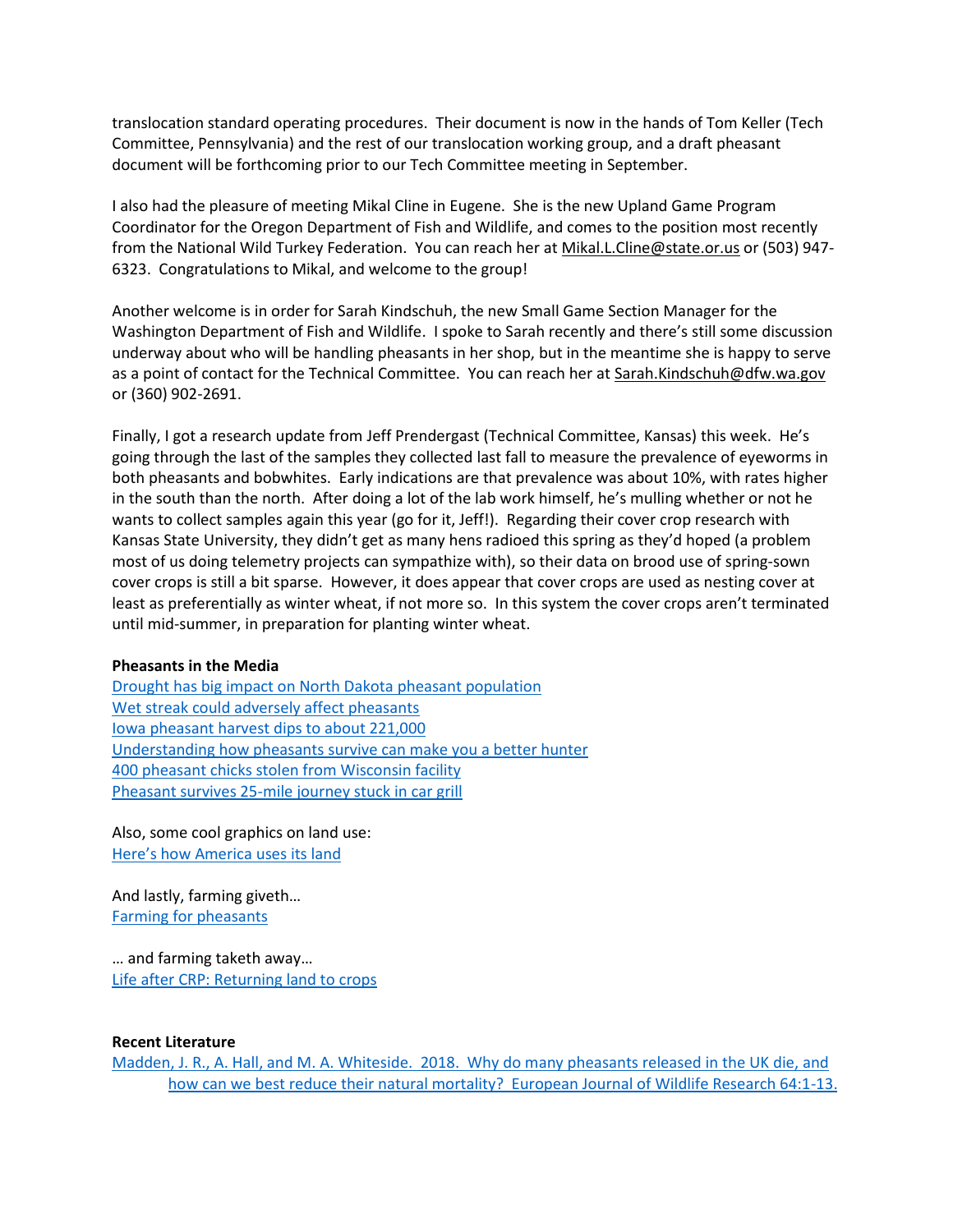translocation standard operating procedures. Their document is now in the hands of Tom Keller (Tech Committee, Pennsylvania) and the rest of our translocation working group, and a draft pheasant document will be forthcoming prior to our Tech Committee meeting in September.

I also had the pleasure of meeting Mikal Cline in Eugene. She is the new Upland Game Program Coordinator for the Oregon Department of Fish and Wildlife, and comes to the position most recently from the National Wild Turkey Federation. You can reach her at Mikal.L.Cline@state.or.us or (503) 947-6323. Congratulations to Mikal, and welcome to the group!

Another welcome is in order for Sarah Kindschuh, the new Small Game Section Manager for the Washington Department of Fish and Wildlife. I spoke to Sarah recently and there's still some discussion underway about who will be handling pheasants in her shop, but in the meantime she is happy to serve as a point of contact for the Technical Committee. You can reach her at Sarah.Kindschuh@dfw.wa.gov or (360) 902-2691.

Finally, I got a research update from Jeff Prendergast (Technical Committee, Kansas) this week. He's going through the last of the samples they collected last fall to measure the prevalence of eyeworms in both pheasants and bobwhites. Early indications are that prevalence was about 10%, with rates higher in the south than the north. After doing a lot of the lab work himself, he's mulling whether or not he wants to collect samples again this year (go for it, Jeff!). Regarding their cover crop research with Kansas State University, they didn't get as many hens radioed this spring as they'd hoped (a problem most of us doing telemetry projects can sympathize with), so their data on brood use of spring-sown cover crops is still a bit sparse. However, it does appear that cover crops are used as nesting cover at least as preferentially as winter wheat, if not more so. In this system the cover crops aren't terminated until mid-summer, in preparation for planting winter wheat.

**Pheasants in the Media**

Drought has big impact on North Dakota pheasant population
Wet streak could adversely affect pheasants
Iowa pheasant harvest dips to about 221,000
Understanding how pheasants survive can make you a better hunter
400 pheasant chicks stolen from Wisconsin facility
Pheasant survives 25-mile journey stuck in car grill

Also, some cool graphics on land use:
Here's how America uses its land

And lastly, farming giveth…
Farming for pheasants

… and farming taketh away…
Life after CRP: Returning land to crops

**Recent Literature**

Madden, J. R., A. Hall, and M. A. Whiteside. 2018. Why do many pheasants released in the UK die, and how can we best reduce their natural mortality? European Journal of Wildlife Research 64:1-13.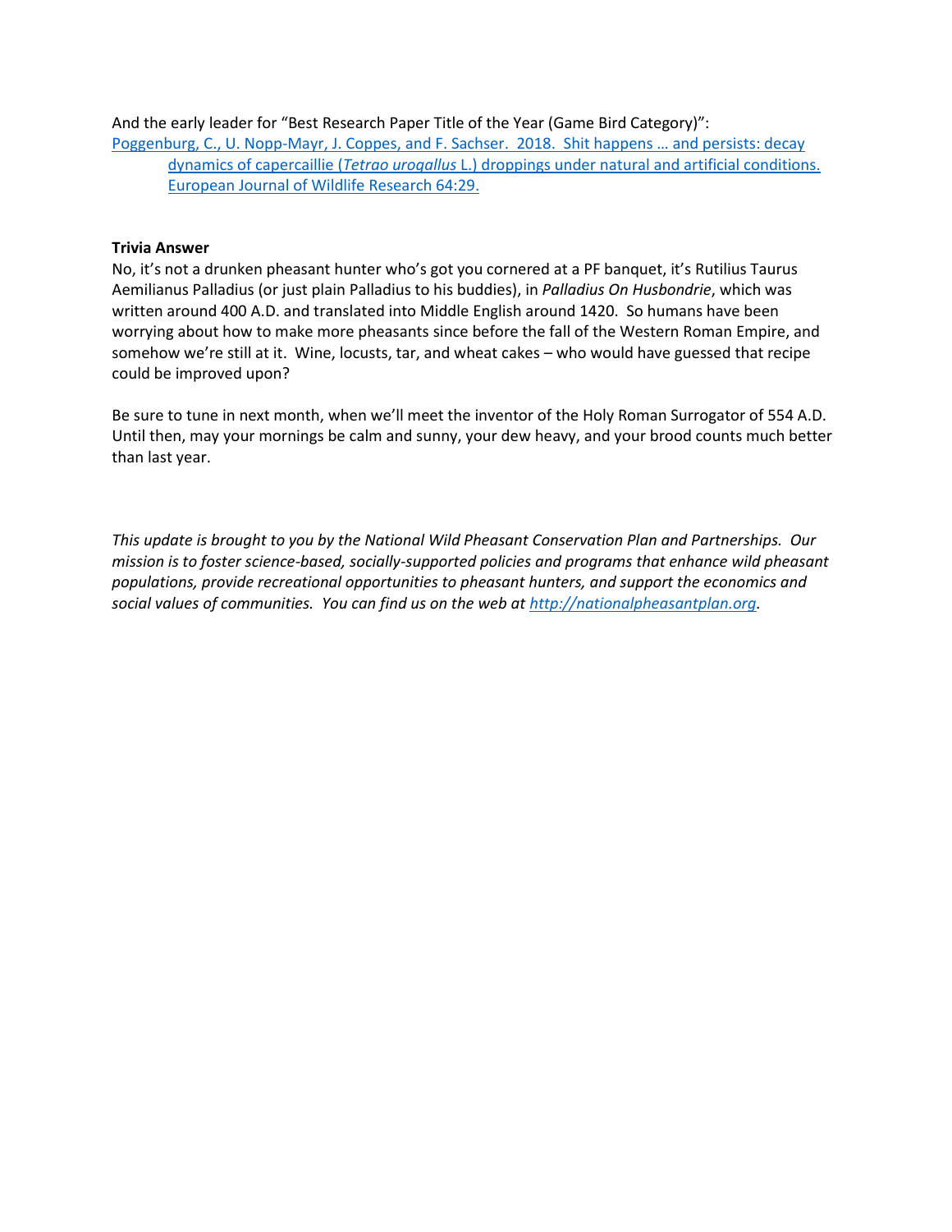And the early leader for “Best Research Paper Title of the Year (Game Bird Category)”:

[Poggenburg, C., U. Nopp-Mayr, J. Coppes, and F. Sachser. 2018. Shit happens … and persists: decay dynamics of capercaillie (*Tetrao urogallus* L.) droppings under natural and artificial conditions. European Journal of Wildlife Research 64:29.]

**Trivia Answer**

No, it’s not a drunken pheasant hunter who’s got you cornered at a PF banquet, it’s Rutilius Taurus Aemilianus Palladius (or just plain Palladius to his buddies), in *Palladius On Husbondrie*, which was written around 400 A.D. and translated into Middle English around 1420. So humans have been worrying about how to make more pheasants since before the fall of the Western Roman Empire, and somehow we’re still at it. Wine, locusts, tar, and wheat cakes – who would have guessed that recipe could be improved upon?

Be sure to tune in next month, when we’ll meet the inventor of the Holy Roman Surrogator of 554 A.D. Until then, may your mornings be calm and sunny, your dew heavy, and your brood counts much better than last year.

*This update is brought to you by the National Wild Pheasant Conservation Plan and Partnerships. Our mission is to foster science-based, socially-supported policies and programs that enhance wild pheasant populations, provide recreational opportunities to pheasant hunters, and support the economics and social values of communities. You can find us on the web at http://nationalpheasantplan.org.*